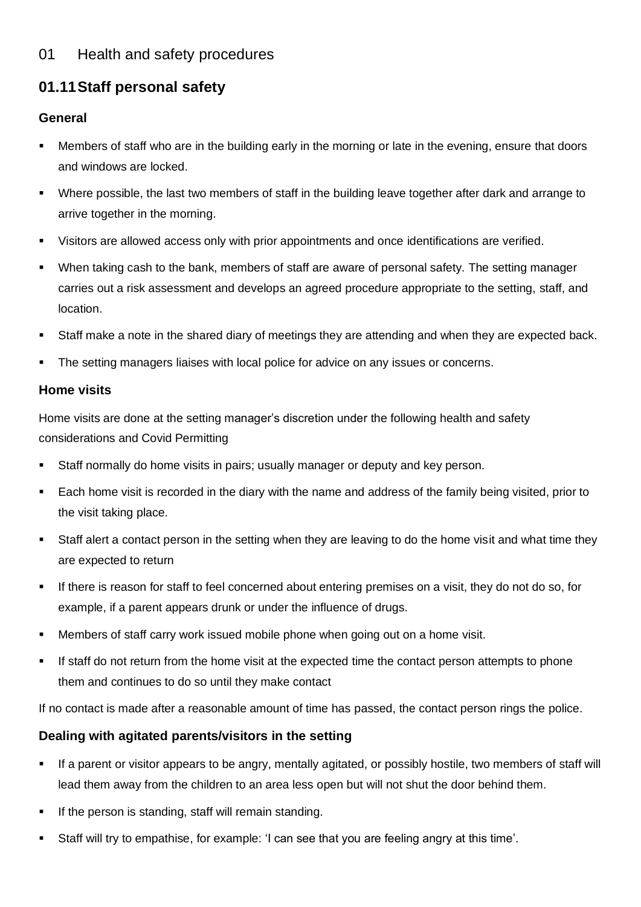# 01 Health and safety procedures

## 01.11 Staff personal safety

### General

- Members of staff who are in the building early in the morning or late in the evening, ensure that doors and windows are locked.
- Where possible, the last two members of staff in the building leave together after dark and arrange to arrive together in the morning.
- Visitors are allowed access only with prior appointments and once identifications are verified.
- When taking cash to the bank, members of staff are aware of personal safety. The setting manager carries out a risk assessment and develops an agreed procedure appropriate to the setting, staff, and location.
- Staff make a note in the shared diary of meetings they are attending and when they are expected back.
- The setting managers liaises with local police for advice on any issues or concerns.

### Home visits

Home visits are done at the setting manager's discretion under the following health and safety considerations and Covid Permitting

- Staff normally do home visits in pairs; usually manager or deputy and key person.
- Each home visit is recorded in the diary with the name and address of the family being visited, prior to the visit taking place.
- Staff alert a contact person in the setting when they are leaving to do the home visit and what time they are expected to return
- If there is reason for staff to feel concerned about entering premises on a visit, they do not do so, for example, if a parent appears drunk or under the influence of drugs.
- Members of staff carry work issued mobile phone when going out on a home visit.
- If staff do not return from the home visit at the expected time the contact person attempts to phone them and continues to do so until they make contact

If no contact is made after a reasonable amount of time has passed, the contact person rings the police.

### Dealing with agitated parents/visitors in the setting

- If a parent or visitor appears to be angry, mentally agitated, or possibly hostile, two members of staff will lead them away from the children to an area less open but will not shut the door behind them.
- If the person is standing, staff will remain standing.
- Staff will try to empathise, for example: 'I can see that you are feeling angry at this time'.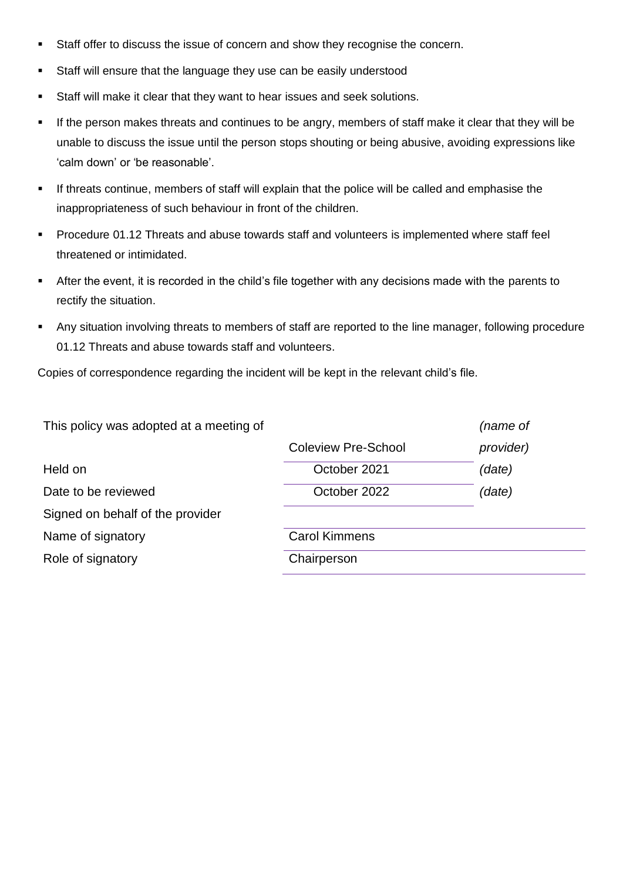- Staff offer to discuss the issue of concern and show they recognise the concern.
- Staff will ensure that the language they use can be easily understood
- Staff will make it clear that they want to hear issues and seek solutions.
- If the person makes threats and continues to be angry, members of staff make it clear that they will be unable to discuss the issue until the person stops shouting or being abusive, avoiding expressions like 'calm down' or 'be reasonable'.
- If threats continue, members of staff will explain that the police will be called and emphasise the inappropriateness of such behaviour in front of the children.
- Procedure 01.12 Threats and abuse towards staff and volunteers is implemented where staff feel threatened or intimidated.
- After the event, it is recorded in the child's file together with any decisions made with the parents to rectify the situation.
- Any situation involving threats to members of staff are reported to the line manager, following procedure 01.12 Threats and abuse towards staff and volunteers.

Copies of correspondence regarding the incident will be kept in the relevant child's file.

| | | |
|---|---|---|
| This policy was adopted at a meeting of | Coleview Pre-School | *(name of provider)* |
| Held on | October 2021 | *(date)* |
| Date to be reviewed | October 2022 | *(date)* |
| Signed on behalf of the provider | | |
| Name of signatory | Carol Kimmens | |
| Role of signatory | Chairperson | |